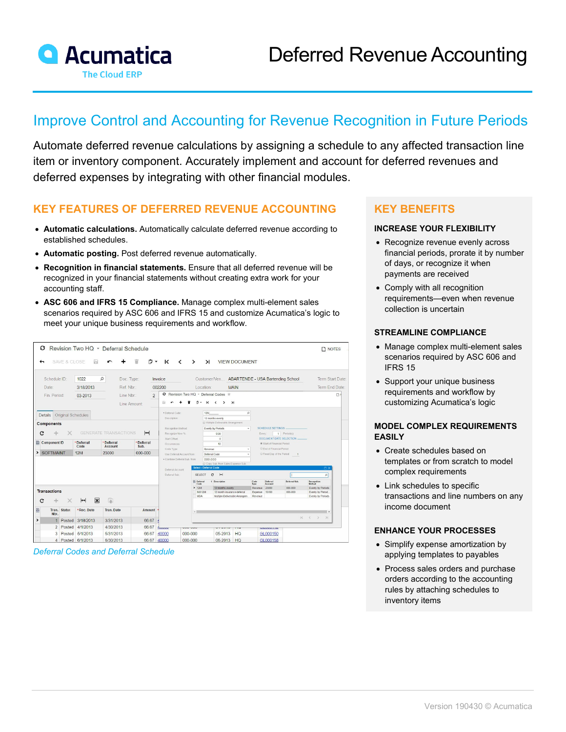# Acumatica

The Cloud ERP

# Deferred Revenue Accounting

## Improve Control and Accounting for Revenue Recognition in Future Periods

Automate deferred revenue calculations by assigning a schedule to any affected transaction line item or inventory component. Accurately implement and account for deferred revenues and deferred expenses by integrating with other financial modules.

## KEY FEATURES OF DEFERRED REVENUE ACCOUNTING

- **Automatic calculations.** Automatically calculate deferred revenue according to established schedules.
- **Automatic posting.** Post deferred revenue automatically.
- **Recognition in financial statements.** Ensure that all deferred revenue will be recognized in your financial statements without creating extra work for your accounting staff.
- **ASC 606 and IFRS 15 Compliance.** Manage complex multi-element sales scenarios required by ASC 606 and IFRS 15 and customize Acumatica's logic to meet your unique business requirements and workflow.

*Deferral Codes and Deferral Schedule*

## KEY BENEFITS

### INCREASE YOUR FLEXIBILITY

- Recognize revenue evenly across financial periods, prorate it by number of days, or recognize it when payments are received
- Comply with all recognition requirements—even when revenue collection is uncertain

### STREAMLINE COMPLIANCE

- Manage complex multi-element sales scenarios required by ASC 606 and IFRS 15
- Support your unique business requirements and workflow by customizing Acumatica's logic

### MODEL COMPLEX REQUIREMENTS EASILY

- Create schedules based on templates or from scratch to model complex requirements
- Link schedules to specific transactions and line numbers on any income document

### ENHANCE YOUR PROCESSES

- Simplify expense amortization by applying templates to payables
- Process sales orders and purchase orders according to the accounting rules by attaching schedules to inventory items

Version 190430 © Acumatica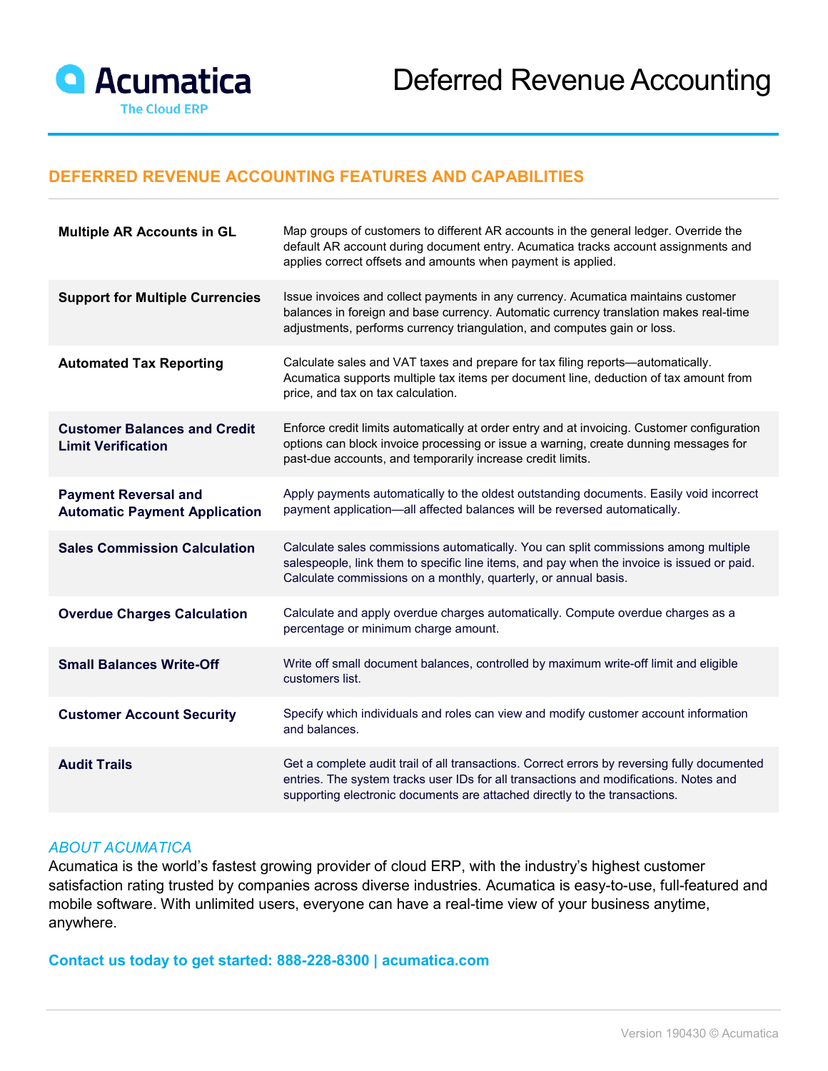# Deferred Revenue Accounting

## DEFERRED REVENUE ACCOUNTING FEATURES AND CAPABILITIES

| | |
|---|---|
| **Multiple AR Accounts in GL** | Map groups of customers to different AR accounts in the general ledger. Override the default AR account during document entry. Acumatica tracks account assignments and applies correct offsets and amounts when payment is applied. |
| **Support for Multiple Currencies** | Issue invoices and collect payments in any currency. Acumatica maintains customer balances in foreign and base currency. Automatic currency translation makes real-time adjustments, performs currency triangulation, and computes gain or loss. |
| **Automated Tax Reporting** | Calculate sales and VAT taxes and prepare for tax filing reports—automatically. Acumatica supports multiple tax items per document line, deduction of tax amount from price, and tax on tax calculation. |
| **Customer Balances and Credit Limit Verification** | Enforce credit limits automatically at order entry and at invoicing. Customer configuration options can block invoice processing or issue a warning, create dunning messages for past-due accounts, and temporarily increase credit limits. |
| **Payment Reversal and Automatic Payment Application** | Apply payments automatically to the oldest outstanding documents. Easily void incorrect payment application—all affected balances will be reversed automatically. |
| **Sales Commission Calculation** | Calculate sales commissions automatically. You can split commissions among multiple salespeople, link them to specific line items, and pay when the invoice is issued or paid. Calculate commissions on a monthly, quarterly, or annual basis. |
| **Overdue Charges Calculation** | Calculate and apply overdue charges automatically. Compute overdue charges as a percentage or minimum charge amount. |
| **Small Balances Write-Off** | Write off small document balances, controlled by maximum write-off limit and eligible customers list. |
| **Customer Account Security** | Specify which individuals and roles can view and modify customer account information and balances. |
| **Audit Trails** | Get a complete audit trail of all transactions. Correct errors by reversing fully documented entries. The system tracks user IDs for all transactions and modifications. Notes and supporting electronic documents are attached directly to the transactions. |

*ABOUT ACUMATICA*

Acumatica is the world's fastest growing provider of cloud ERP, with the industry's highest customer satisfaction rating trusted by companies across diverse industries. Acumatica is easy-to-use, full-featured and mobile software. With unlimited users, everyone can have a real-time view of your business anytime, anywhere.

**Contact us today to get started: 888-228-8300 | acumatica.com**

Version 190430 © Acumatica